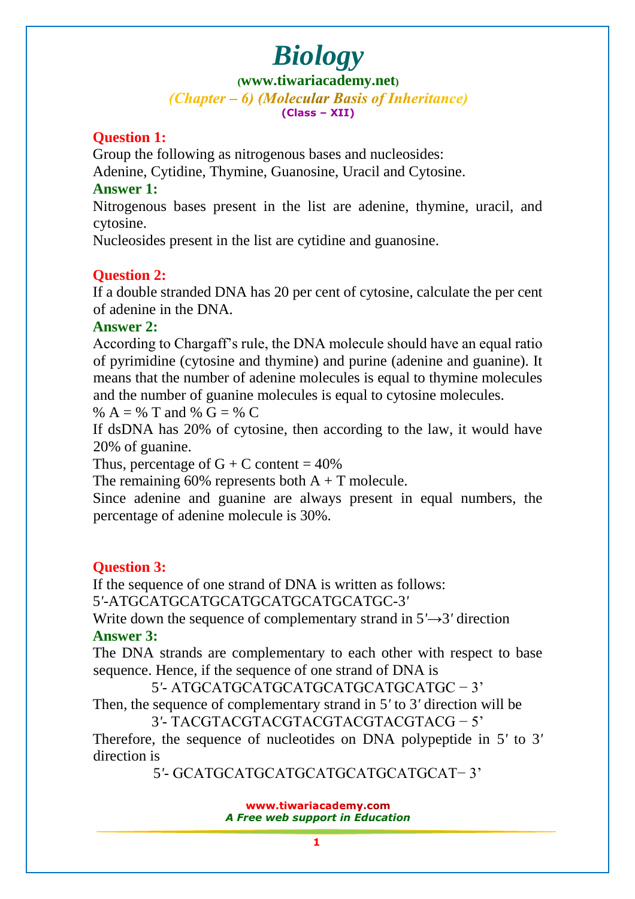# Biology

**(www.tiwariacademy.net)**

*(Chapter – 6) (Molecular Basis of Inheritance)*

**(Class – XII)**

**Question 1:**

Group the following as nitrogenous bases and nucleosides:
Adenine, Cytidine, Thymine, Guanosine, Uracil and Cytosine.

**Answer 1:**

Nitrogenous bases present in the list are adenine, thymine, uracil, and cytosine.
Nucleosides present in the list are cytidine and guanosine.

**Question 2:**

If a double stranded DNA has 20 per cent of cytosine, calculate the per cent of adenine in the DNA.

**Answer 2:**

According to Chargaff's rule, the DNA molecule should have an equal ratio of pyrimidine (cytosine and thymine) and purine (adenine and guanine). It means that the number of adenine molecules is equal to thymine molecules and the number of guanine molecules is equal to cytosine molecules.

% A = % T and % G = % C

If dsDNA has 20% of cytosine, then according to the law, it would have 20% of guanine.

Thus, percentage of G + C content = 40%

The remaining 60% represents both A + T molecule.

Since adenine and guanine are always present in equal numbers, the percentage of adenine molecule is 30%.

**Question 3:**

If the sequence of one strand of DNA is written as follows:

5′-ATGCATGCATGCATGCATGCATGCATGC-3′

Write down the sequence of complementary strand in 5′→3′ direction

**Answer 3:**

The DNA strands are complementary to each other with respect to base sequence. Hence, if the sequence of one strand of DNA is

5′- ATGCATGCATGCATGCATGCATGCATGC − 3'

Then, the sequence of complementary strand in 5′ to 3′ direction will be

3′- TACGTACGTACGTACGTACGTACGTACG − 5'

Therefore, the sequence of nucleotides on DNA polypeptide in 5′ to 3′ direction is

5′- GCATGCATGCATGCATGCATGCATGCAT− 3'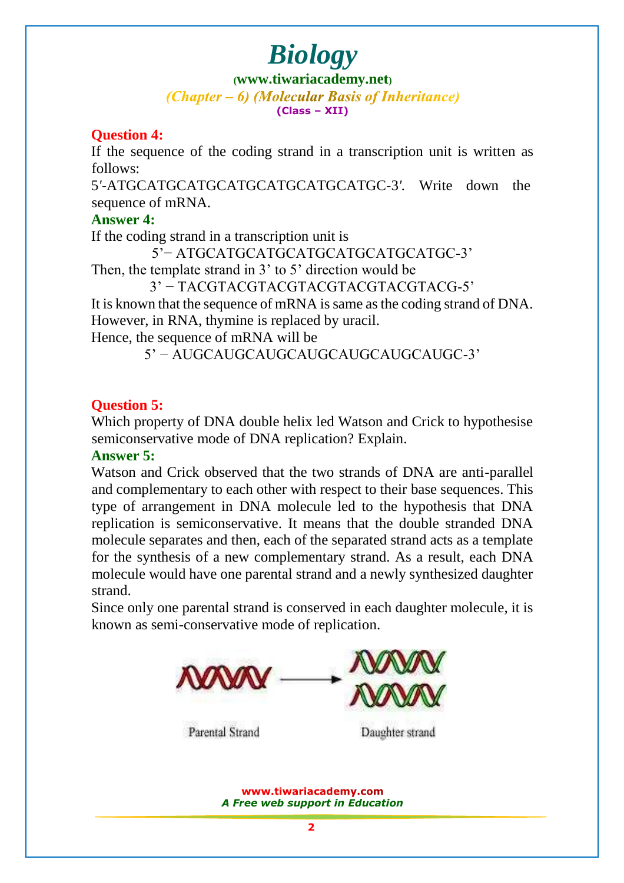**Question 4:**

If the sequence of the coding strand in a transcription unit is written as follows:

5′-ATGCATGCATGCATGCATGCATGCATGC-3′. Write down the sequence of mRNA.

**Answer 4:**

If the coding strand in a transcription unit is

5’− ATGCATGCATGCATGCATGCATGCATGC-3’

Then, the template strand in 3’ to 5’ direction would be

3’ − TACGTACGTACGTACGTACGTACGTACG-5’

It is known that the sequence of mRNA is same as the coding strand of DNA. However, in RNA, thymine is replaced by uracil.

Hence, the sequence of mRNA will be

5’ − AUGCAUGCAUGCAUGCAUGCAUGCAUGC-3’

**Question 5:**

Which property of DNA double helix led Watson and Crick to hypothesise semiconservative mode of DNA replication? Explain.

**Answer 5:**

Watson and Crick observed that the two strands of DNA are anti-parallel and complementary to each other with respect to their base sequences. This type of arrangement in DNA molecule led to the hypothesis that DNA replication is semiconservative. It means that the double stranded DNA molecule separates and then, each of the separated strand acts as a template for the synthesis of a new complementary strand. As a result, each DNA molecule would have one parental strand and a newly synthesized daughter strand.

Since only one parental strand is conserved in each daughter molecule, it is known as semi-conservative mode of replication.

Parental Strand — Daughter strand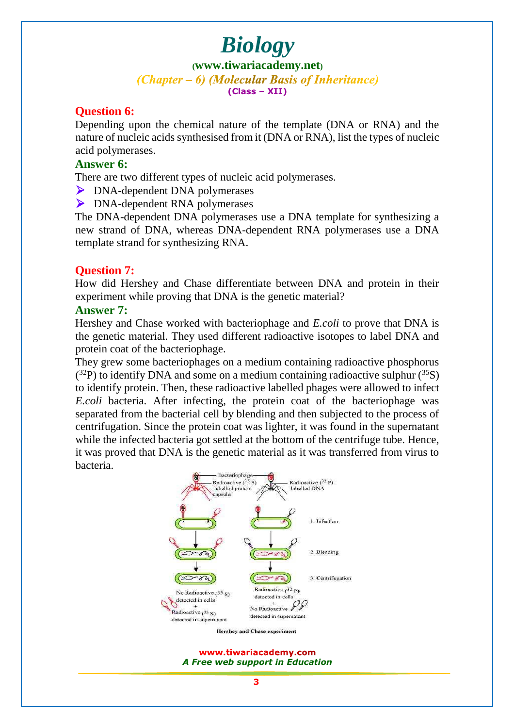## Question 6:

Depending upon the chemical nature of the template (DNA or RNA) and the nature of nucleic acids synthesised from it (DNA or RNA), list the types of nucleic acid polymerases.

### Answer 6:

There are two different types of nucleic acid polymerases.

- DNA-dependent DNA polymerases
- DNA-dependent RNA polymerases

The DNA-dependent DNA polymerases use a DNA template for synthesizing a new strand of DNA, whereas DNA-dependent RNA polymerases use a DNA template strand for synthesizing RNA.

## Question 7:

How did Hershey and Chase differentiate between DNA and protein in their experiment while proving that DNA is the genetic material?

### Answer 7:

Hershey and Chase worked with bacteriophage and *E.coli* to prove that DNA is the genetic material. They used different radioactive isotopes to label DNA and protein coat of the bacteriophage.

They grew some bacteriophages on a medium containing radioactive phosphorus ($^{32}P$) to identify DNA and some on a medium containing radioactive sulphur ($^{35}S$) to identify protein. Then, these radioactive labelled phages were allowed to infect *E.coli* bacteria. After infecting, the protein coat of the bacteriophage was separated from the bacterial cell by blending and then subjected to the process of centrifugation. Since the protein coat was lighter, it was found in the supernatant while the infected bacteria got settled at the bottom of the centrifuge tube. Hence, it was proved that DNA is the genetic material as it was transferred from virus to bacteria.

Hershey and Chase experiment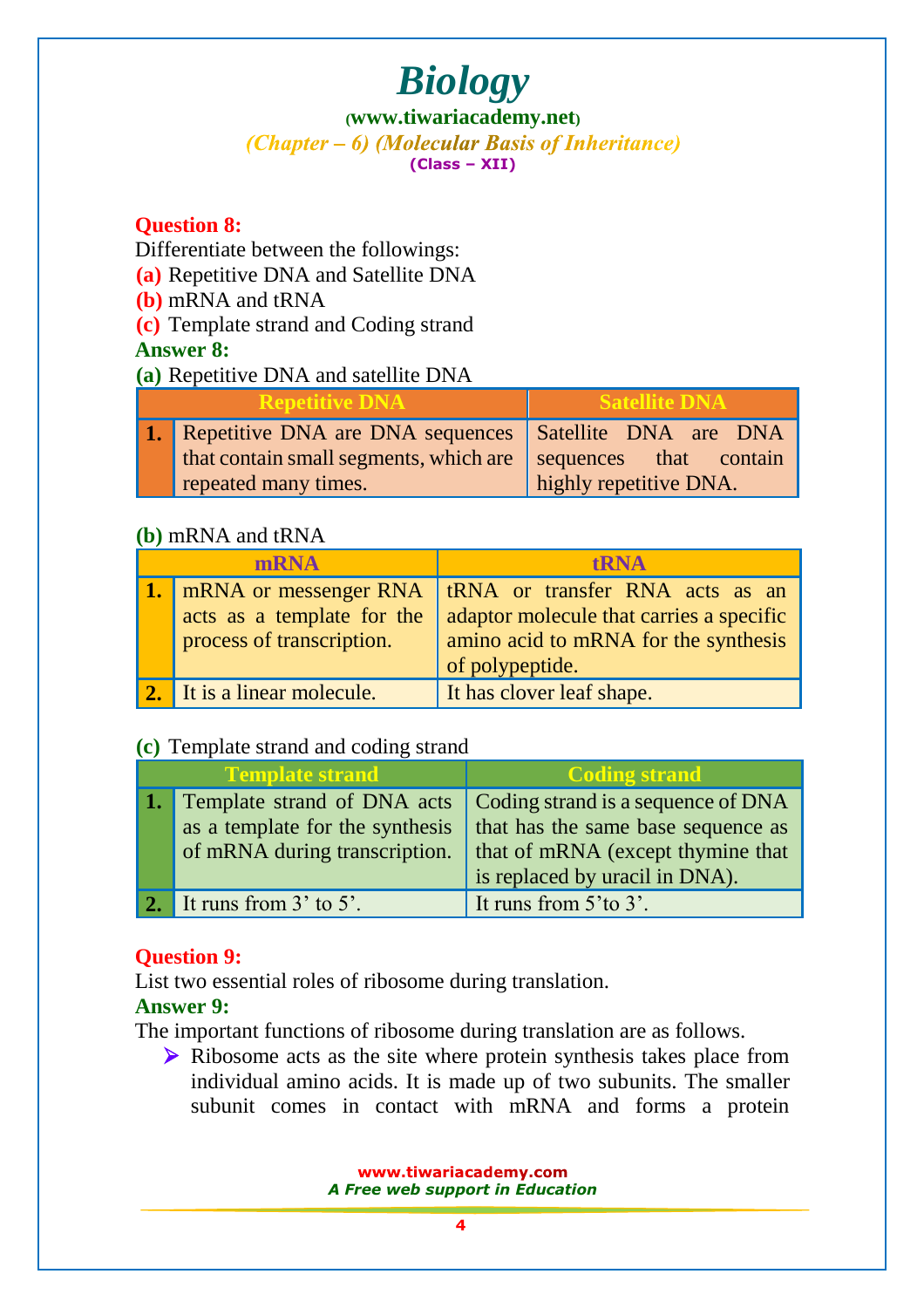**Question 8:**

Differentiate between the followings:

**(a)** Repetitive DNA and Satellite DNA

**(b)** mRNA and tRNA

**(c)** Template strand and Coding strand

**Answer 8:**

**(a)** Repetitive DNA and satellite DNA

| | Repetitive DNA | Satellite DNA |
|---|---|---|
| **1.** | Repetitive DNA are DNA sequences that contain small segments, which are repeated many times. | Satellite DNA are DNA sequences that contain highly repetitive DNA. |

**(b)** mRNA and tRNA

| | mRNA | tRNA |
|---|---|---|
| **1.** | mRNA or messenger RNA acts as a template for the process of transcription. | tRNA or transfer RNA acts as an adaptor molecule that carries a specific amino acid to mRNA for the synthesis of polypeptide. |
| **2.** | It is a linear molecule. | It has clover leaf shape. |

**(c)** Template strand and coding strand

| | Template strand | Coding strand |
|---|---|---|
| **1.** | Template strand of DNA acts as a template for the synthesis of mRNA during transcription. | Coding strand is a sequence of DNA that has the same base sequence as that of mRNA (except thymine that is replaced by uracil in DNA). |
| **2.** | It runs from 3' to 5'. | It runs from 5'to 3'. |

**Question 9:**

List two essential roles of ribosome during translation.

**Answer 9:**

The important functions of ribosome during translation are as follows.

- Ribosome acts as the site where protein synthesis takes place from individual amino acids. It is made up of two subunits. The smaller subunit comes in contact with mRNA and forms a protein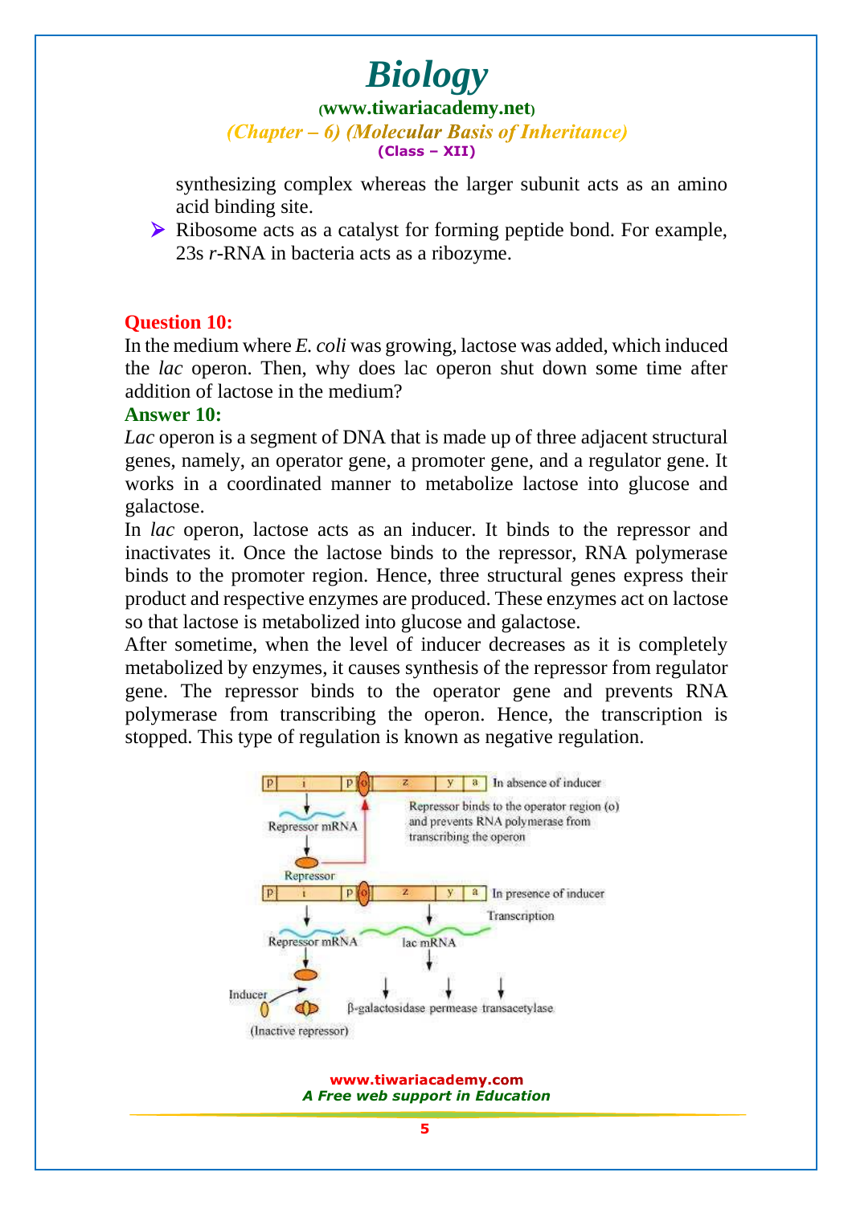synthesizing complex whereas the larger subunit acts as an amino acid binding site.

- Ribosome acts as a catalyst for forming peptide bond. For example, 23s *r*-RNA in bacteria acts as a ribozyme.

**Question 10:**

In the medium where *E. coli* was growing, lactose was added, which induced the *lac* operon. Then, why does lac operon shut down some time after addition of lactose in the medium?

**Answer 10:**

*Lac* operon is a segment of DNA that is made up of three adjacent structural genes, namely, an operator gene, a promoter gene, and a regulator gene. It works in a coordinated manner to metabolize lactose into glucose and galactose.

In *lac* operon, lactose acts as an inducer. It binds to the repressor and inactivates it. Once the lactose binds to the repressor, RNA polymerase binds to the promoter region. Hence, three structural genes express their product and respective enzymes are produced. These enzymes act on lactose so that lactose is metabolized into glucose and galactose.

After sometime, when the level of inducer decreases as it is completely metabolized by enzymes, it causes synthesis of the repressor from regulator gene. The repressor binds to the operator gene and prevents RNA polymerase from transcribing the operon. Hence, the transcription is stopped. This type of regulation is known as negative regulation.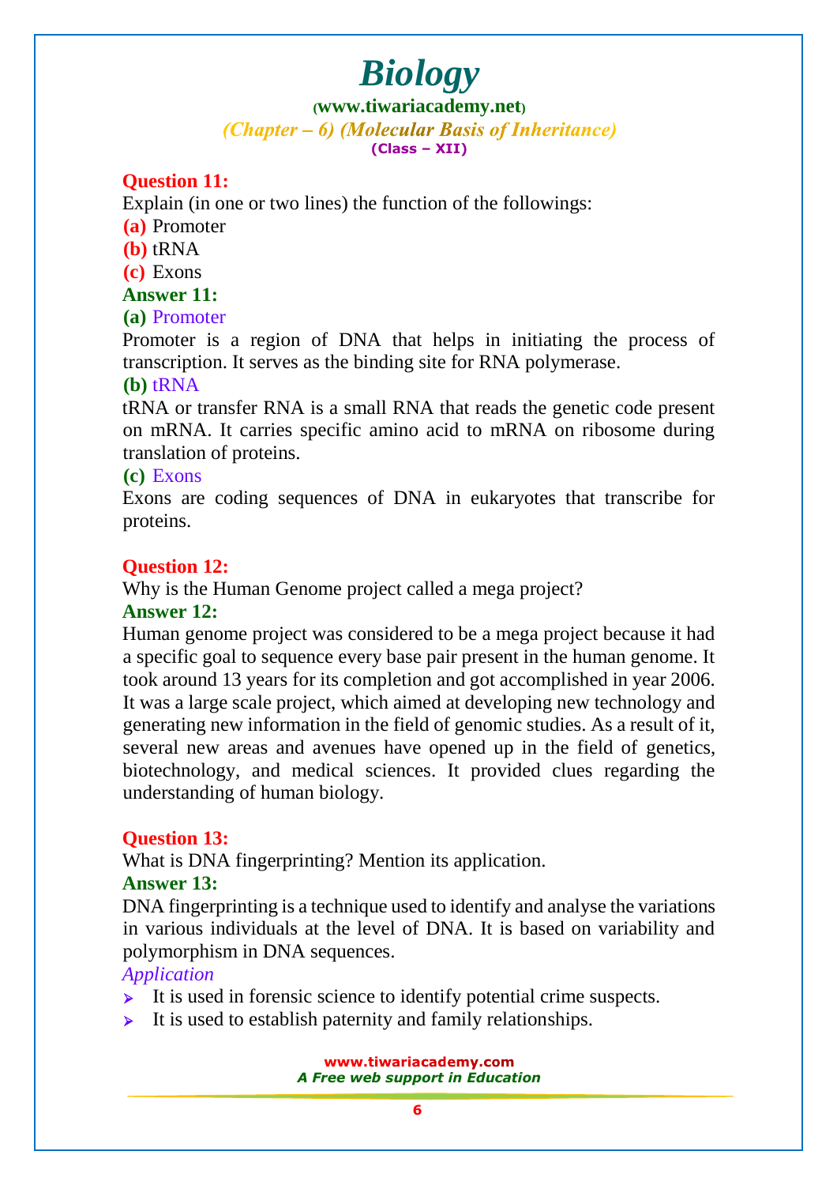**Question 11:**

Explain (in one or two lines) the function of the followings:

**(a)** Promoter

**(b)** tRNA

**(c)** Exons

**Answer 11:**

**(a)** Promoter

Promoter is a region of DNA that helps in initiating the process of transcription. It serves as the binding site for RNA polymerase.

**(b)** tRNA

tRNA or transfer RNA is a small RNA that reads the genetic code present on mRNA. It carries specific amino acid to mRNA on ribosome during translation of proteins.

**(c)** Exons

Exons are coding sequences of DNA in eukaryotes that transcribe for proteins.

**Question 12:**

Why is the Human Genome project called a mega project?

**Answer 12:**

Human genome project was considered to be a mega project because it had a specific goal to sequence every base pair present in the human genome. It took around 13 years for its completion and got accomplished in year 2006. It was a large scale project, which aimed at developing new technology and generating new information in the field of genomic studies. As a result of it, several new areas and avenues have opened up in the field of genetics, biotechnology, and medical sciences. It provided clues regarding the understanding of human biology.

**Question 13:**

What is DNA fingerprinting? Mention its application.

**Answer 13:**

DNA fingerprinting is a technique used to identify and analyse the variations in various individuals at the level of DNA. It is based on variability and polymorphism in DNA sequences.

*Application*

- It is used in forensic science to identify potential crime suspects.
- It is used to establish paternity and family relationships.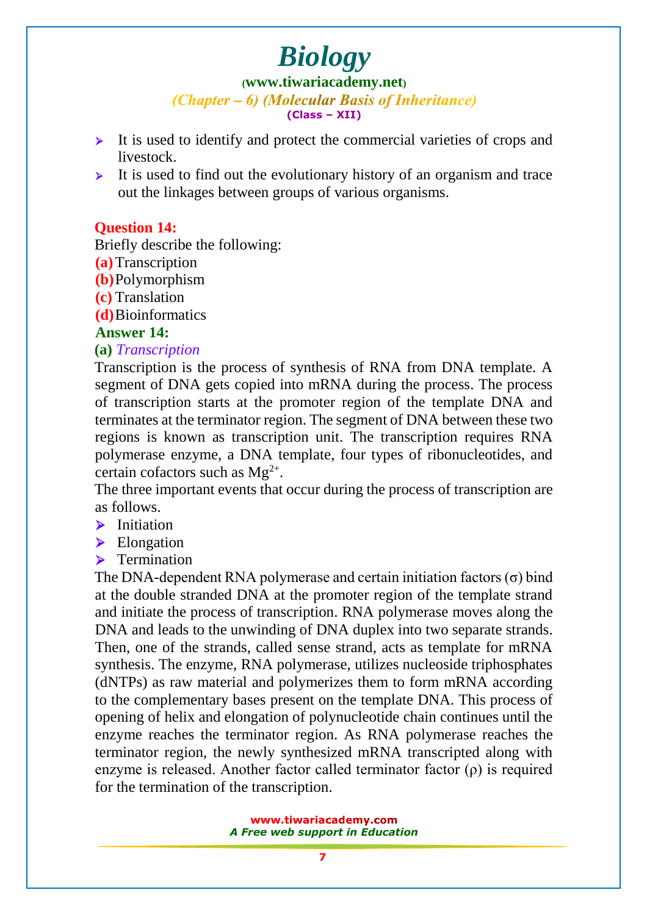- It is used to identify and protect the commercial varieties of crops and livestock.
- It is used to find out the evolutionary history of an organism and trace out the linkages between groups of various organisms.

**Question 14:**

Briefly describe the following:

**(a)** Transcription

**(b)** Polymorphism

**(c)** Translation

**(d)** Bioinformatics

**Answer 14:**

**(a)** *Transcription*

Transcription is the process of synthesis of RNA from DNA template. A segment of DNA gets copied into mRNA during the process. The process of transcription starts at the promoter region of the template DNA and terminates at the terminator region. The segment of DNA between these two regions is known as transcription unit. The transcription requires RNA polymerase enzyme, a DNA template, four types of ribonucleotides, and certain cofactors such as $Mg^{2+}$.

The three important events that occur during the process of transcription are as follows.

- Initiation
- Elongation
- Termination

The DNA-dependent RNA polymerase and certain initiation factors ($\sigma$) bind at the double stranded DNA at the promoter region of the template strand and initiate the process of transcription. RNA polymerase moves along the DNA and leads to the unwinding of DNA duplex into two separate strands. Then, one of the strands, called sense strand, acts as template for mRNA synthesis. The enzyme, RNA polymerase, utilizes nucleoside triphosphates (dNTPs) as raw material and polymerizes them to form mRNA according to the complementary bases present on the template DNA. This process of opening of helix and elongation of polynucleotide chain continues until the enzyme reaches the terminator region. As RNA polymerase reaches the terminator region, the newly synthesized mRNA transcripted along with enzyme is released. Another factor called terminator factor ($\rho$) is required for the termination of the transcription.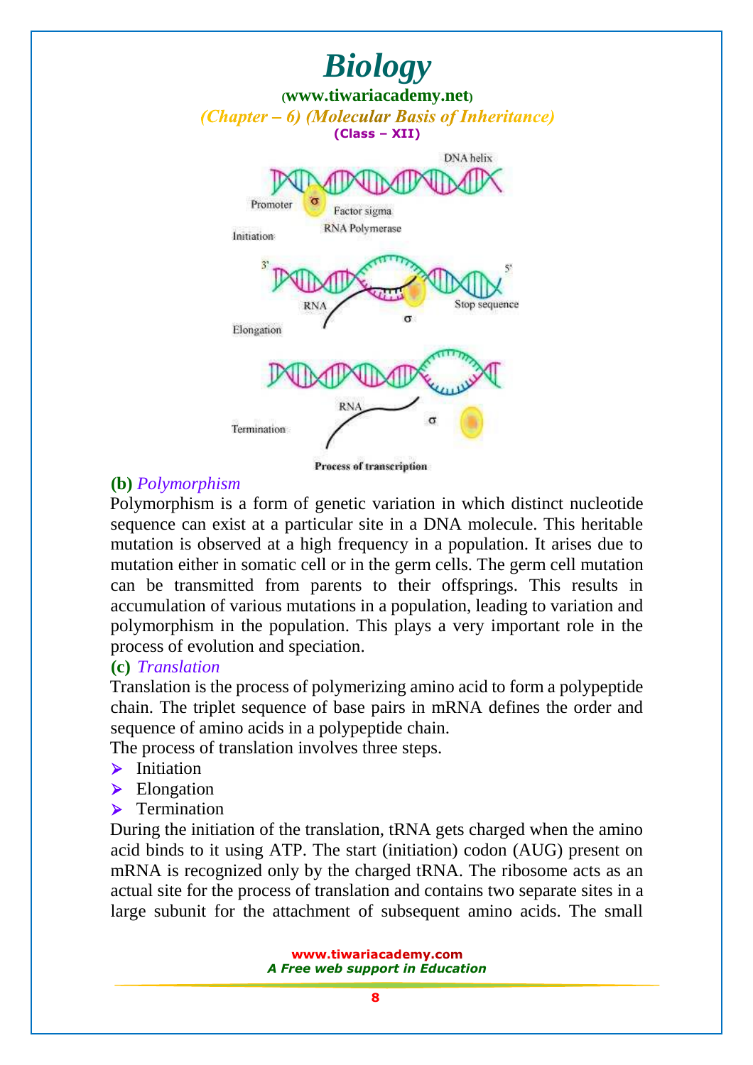Process of transcription

**(b)** *Polymorphism*

Polymorphism is a form of genetic variation in which distinct nucleotide sequence can exist at a particular site in a DNA molecule. This heritable mutation is observed at a high frequency in a population. It arises due to mutation either in somatic cell or in the germ cells. The germ cell mutation can be transmitted from parents to their offsprings. This results in accumulation of various mutations in a population, leading to variation and polymorphism in the population. This plays a very important role in the process of evolution and speciation.

**(c)** *Translation*

Translation is the process of polymerizing amino acid to form a polypeptide chain. The triplet sequence of base pairs in mRNA defines the order and sequence of amino acids in a polypeptide chain.

The process of translation involves three steps.

- Initiation
- Elongation
- Termination

During the initiation of the translation, tRNA gets charged when the amino acid binds to it using ATP. The start (initiation) codon (AUG) present on mRNA is recognized only by the charged tRNA. The ribosome acts as an actual site for the process of translation and contains two separate sites in a large subunit for the attachment of subsequent amino acids. The small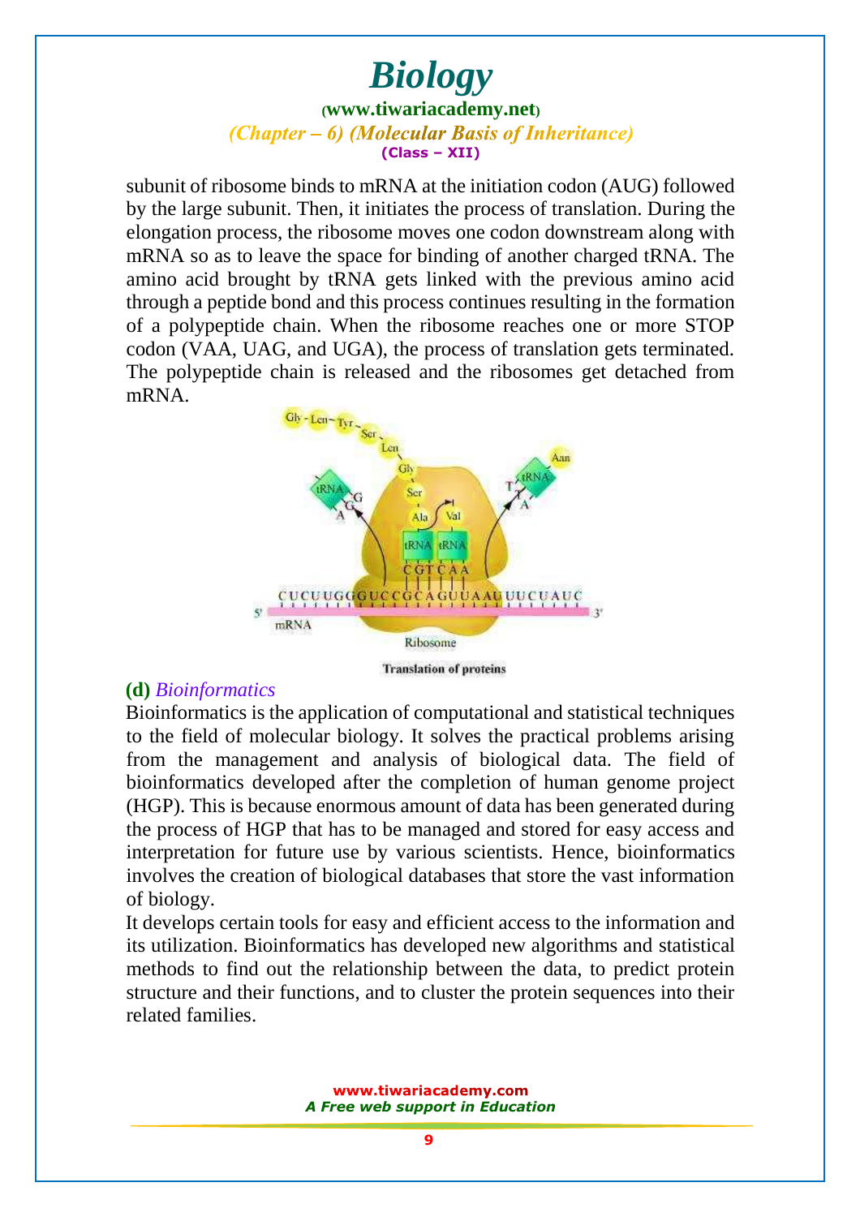subunit of ribosome binds to mRNA at the initiation codon (AUG) followed by the large subunit. Then, it initiates the process of translation. During the elongation process, the ribosome moves one codon downstream along with mRNA so as to leave the space for binding of another charged tRNA. The amino acid brought by tRNA gets linked with the previous amino acid through a peptide bond and this process continues resulting in the formation of a polypeptide chain. When the ribosome reaches one or more STOP codon (VAA, UAG, and UGA), the process of translation gets terminated. The polypeptide chain is released and the ribosomes get detached from mRNA.

Gly - Leu - Tyr - Ser - Leu - Gly - Ser - Ala - Val

tRNA tRNA tRNA tRNA Asn

C G T C A A

CUCUUGGGUCCGCAGUUAAUUUCUAUC

5' mRNA 3'

Ribosome

Translation of proteins

**(d)** *Bioinformatics*

Bioinformatics is the application of computational and statistical techniques to the field of molecular biology. It solves the practical problems arising from the management and analysis of biological data. The field of bioinformatics developed after the completion of human genome project (HGP). This is because enormous amount of data has been generated during the process of HGP that has to be managed and stored for easy access and interpretation for future use by various scientists. Hence, bioinformatics involves the creation of biological databases that store the vast information of biology.

It develops certain tools for easy and efficient access to the information and its utilization. Bioinformatics has developed new algorithms and statistical methods to find out the relationship between the data, to predict protein structure and their functions, and to cluster the protein sequences into their related families.